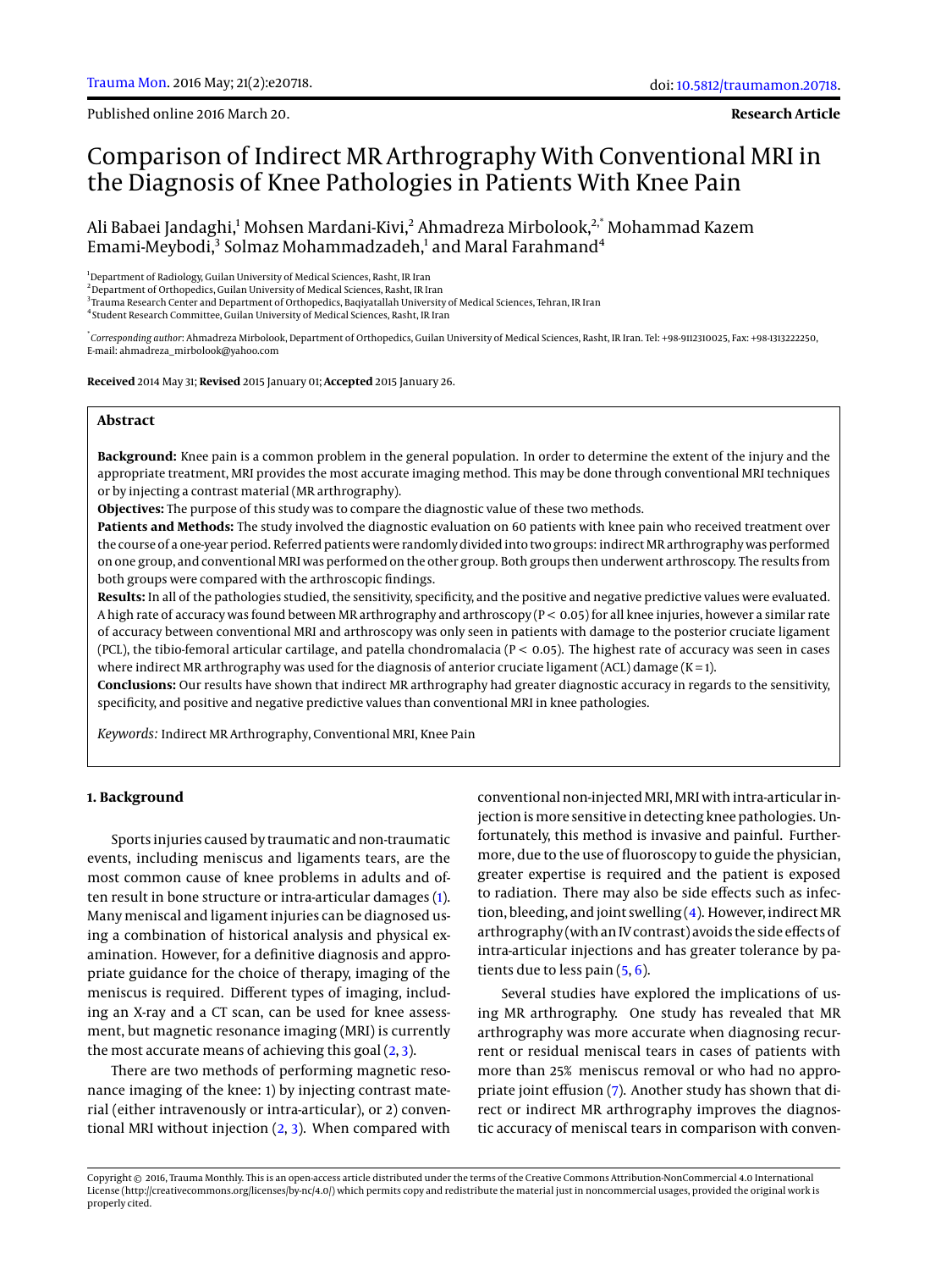Published online 2016 March 20.

**Research Article**

# Comparison of Indirect MR Arthrography With Conventional MRI in the Diagnosis of Knee Pathologies in Patients With Knee Pain

Ali Babaei Jandaghi,[1] Mohsen Mardani-Kivi,[2] Ahmadreza Mirbolook,[2,*] Mohammad Kazem Emami-Meybodi,[3] Solmaz Mohammadzadeh,[1] and Maral Farahmand[4]

[1]Department of Radiology, Guilan University of Medical Sciences, Rasht, IR Iran
[2]Department of Orthopedics, Guilan University of Medical Sciences, Rasht, IR Iran
[3]Trauma Research Center and Department of Orthopedics, Baqiyatallah University of Medical Sciences, Tehran, IR Iran
[4]Student Research Committee, Guilan University of Medical Sciences, Rasht, IR Iran

[*]*Corresponding author*: Ahmadreza Mirbolook, Department of Orthopedics, Guilan University of Medical Sciences, Rasht, IR Iran. Tel: +98-9112310025, Fax: +98-1313222250, E-mail: ahmadreza_mirbolook@yahoo.com

**Received** 2014 May 31; **Revised** 2015 January 01; **Accepted** 2015 January 26.

## Abstract

**Background:** Knee pain is a common problem in the general population. In order to determine the extent of the injury and the appropriate treatment, MRI provides the most accurate imaging method. This may be done through conventional MRI techniques or by injecting a contrast material (MR arthrography).

**Objectives:** The purpose of this study was to compare the diagnostic value of these two methods.

**Patients and Methods:** The study involved the diagnostic evaluation on 60 patients with knee pain who received treatment over the course of a one-year period. Referred patients were randomly divided into two groups: indirect MR arthrography was performed on one group, and conventional MRI was performed on the other group. Both groups then underwent arthroscopy. The results from both groups were compared with the arthroscopic findings.

**Results:** In all of the pathologies studied, the sensitivity, specificity, and the positive and negative predictive values were evaluated. A high rate of accuracy was found between MR arthrography and arthroscopy ($P < 0.05$) for all knee injuries, however a similar rate of accuracy between conventional MRI and arthroscopy was only seen in patients with damage to the posterior cruciate ligament (PCL), the tibio-femoral articular cartilage, and patella chondromalacia ($P < 0.05$). The highest rate of accuracy was seen in cases where indirect MR arthrography was used for the diagnosis of anterior cruciate ligament (ACL) damage ($K = 1$).

**Conclusions:** Our results have shown that indirect MR arthrography had greater diagnostic accuracy in regards to the sensitivity, specificity, and positive and negative predictive values than conventional MRI in knee pathologies.

*Keywords:* Indirect MR Arthrography, Conventional MRI, Knee Pain

## 1. Background

Sports injuries caused by traumatic and non-traumatic events, including meniscus and ligaments tears, are the most common cause of knee problems in adults and often result in bone structure or intra-articular damages (1). Many meniscal and ligament injuries can be diagnosed using a combination of historical analysis and physical examination. However, for a definitive diagnosis and appropriate guidance for the choice of therapy, imaging of the meniscus is required. Different types of imaging, including an X-ray and a CT scan, can be used for knee assessment, but magnetic resonance imaging (MRI) is currently the most accurate means of achieving this goal (2, 3).

There are two methods of performing magnetic resonance imaging of the knee: 1) by injecting contrast material (either intravenously or intra-articular), or 2) conventional MRI without injection (2, 3). When compared with conventional non-injected MRI, MRI with intra-articular injection is more sensitive in detecting knee pathologies. Unfortunately, this method is invasive and painful. Furthermore, due to the use of fluoroscopy to guide the physician, greater expertise is required and the patient is exposed to radiation. There may also be side effects such as infection, bleeding, and joint swelling (4). However, indirect MR arthrography (with an IV contrast) avoids the side effects of intra-articular injections and has greater tolerance by patients due to less pain (5, 6).

Several studies have explored the implications of using MR arthrography. One study has revealed that MR arthrography was more accurate when diagnosing recurrent or residual meniscal tears in cases of patients with more than 25% meniscus removal or who had no appropriate joint effusion (7). Another study has shown that direct or indirect MR arthrography improves the diagnostic accuracy of meniscal tears in comparison with conven-

Copyright © 2016, Trauma Monthly. This is an open-access article distributed under the terms of the Creative Commons Attribution-NonCommercial 4.0 International License (http://creativecommons.org/licenses/by-nc/4.0/) which permits copy and redistribute the material just in noncommercial usages, provided the original work is properly cited.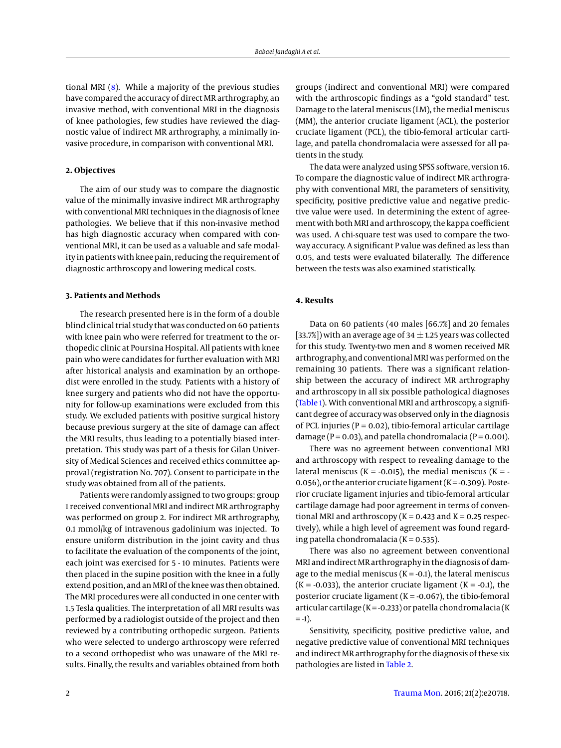tional MRI (8). While a majority of the previous studies have compared the accuracy of direct MR arthrography, an invasive method, with conventional MRI in the diagnosis of knee pathologies, few studies have reviewed the diagnostic value of indirect MR arthrography, a minimally invasive procedure, in comparison with conventional MRI.

## 2. Objectives

The aim of our study was to compare the diagnostic value of the minimally invasive indirect MR arthrography with conventional MRI techniques in the diagnosis of knee pathologies. We believe that if this non-invasive method has high diagnostic accuracy when compared with conventional MRI, it can be used as a valuable and safe modality in patients with knee pain, reducing the requirement of diagnostic arthroscopy and lowering medical costs.

## 3. Patients and Methods

The research presented here is in the form of a double blind clinical trial study that was conducted on 60 patients with knee pain who were referred for treatment to the orthopedic clinic at Poursina Hospital. All patients with knee pain who were candidates for further evaluation with MRI after historical analysis and examination by an orthopedist were enrolled in the study. Patients with a history of knee surgery and patients who did not have the opportunity for follow-up examinations were excluded from this study. We excluded patients with positive surgical history because previous surgery at the site of damage can affect the MRI results, thus leading to a potentially biased interpretation. This study was part of a thesis for Gilan University of Medical Sciences and received ethics committee approval (registration No. 707). Consent to participate in the study was obtained from all of the patients.

Patients were randomly assigned to two groups: group 1 received conventional MRI and indirect MR arthrography was performed on group 2. For indirect MR arthrography, 0.1 mmol/kg of intravenous gadolinium was injected. To ensure uniform distribution in the joint cavity and thus to facilitate the evaluation of the components of the joint, each joint was exercised for 5 - 10 minutes. Patients were then placed in the supine position with the knee in a fully extend position, and an MRI of the knee was then obtained. The MRI procedures were all conducted in one center with 1.5 Tesla qualities. The interpretation of all MRI results was performed by a radiologist outside of the project and then reviewed by a contributing orthopedic surgeon. Patients who were selected to undergo arthroscopy were referred to a second orthopedist who was unaware of the MRI results. Finally, the results and variables obtained from both groups (indirect and conventional MRI) were compared with the arthroscopic findings as a "gold standard" test. Damage to the lateral meniscus (LM), the medial meniscus (MM), the anterior cruciate ligament (ACL), the posterior cruciate ligament (PCL), the tibio-femoral articular cartilage, and patella chondromalacia were assessed for all patients in the study.

The data were analyzed using SPSS software, version 16. To compare the diagnostic value of indirect MR arthrography with conventional MRI, the parameters of sensitivity, specificity, positive predictive value and negative predictive value were used. In determining the extent of agreement with both MRI and arthroscopy, the kappa coefficient was used. A chi-square test was used to compare the two-way accuracy. A significant P value was defined as less than 0.05, and tests were evaluated bilaterally. The difference between the tests was also examined statistically.

## 4. Results

Data on 60 patients (40 males [66.7%] and 20 females [33.7%]) with an average age of 34 $\pm$ 1.25 years was collected for this study. Twenty-two men and 8 women received MR arthrography, and conventional MRI was performed on the remaining 30 patients. There was a significant relationship between the accuracy of indirect MR arthrography and arthroscopy in all six possible pathological diagnoses (Table 1). With conventional MRI and arthroscopy, a significant degree of accuracy was observed only in the diagnosis of PCL injuries ($P = 0.02$), tibio-femoral articular cartilage damage ($P = 0.03$), and patella chondromalacia ($P = 0.001$).

There was no agreement between conventional MRI and arthroscopy with respect to revealing damage to the lateral meniscus ($K = -0.015$), the medial meniscus ($K = -0.056$), or the anterior cruciate ligament ($K = -0.309$). Posterior cruciate ligament injuries and tibio-femoral articular cartilage damage had poor agreement in terms of conventional MRI and arthroscopy ($K = 0.423$ and $K = 0.25$ respectively), while a high level of agreement was found regarding patella chondromalacia ($K = 0.535$).

There was also no agreement between conventional MRI and indirect MR arthrography in the diagnosis of damage to the medial meniscus ($K = -0.1$), the lateral meniscus ($K = -0.033$), the anterior cruciate ligament ($K = -0.1$), the posterior cruciate ligament ($K = -0.067$), the tibio-femoral articular cartilage ($K = -0.233$) or patella chondromalacia ($K = -1$).

Sensitivity, specificity, positive predictive value, and negative predictive value of conventional MRI techniques and indirect MR arthrography for the diagnosis of these six pathologies are listed in Table 2.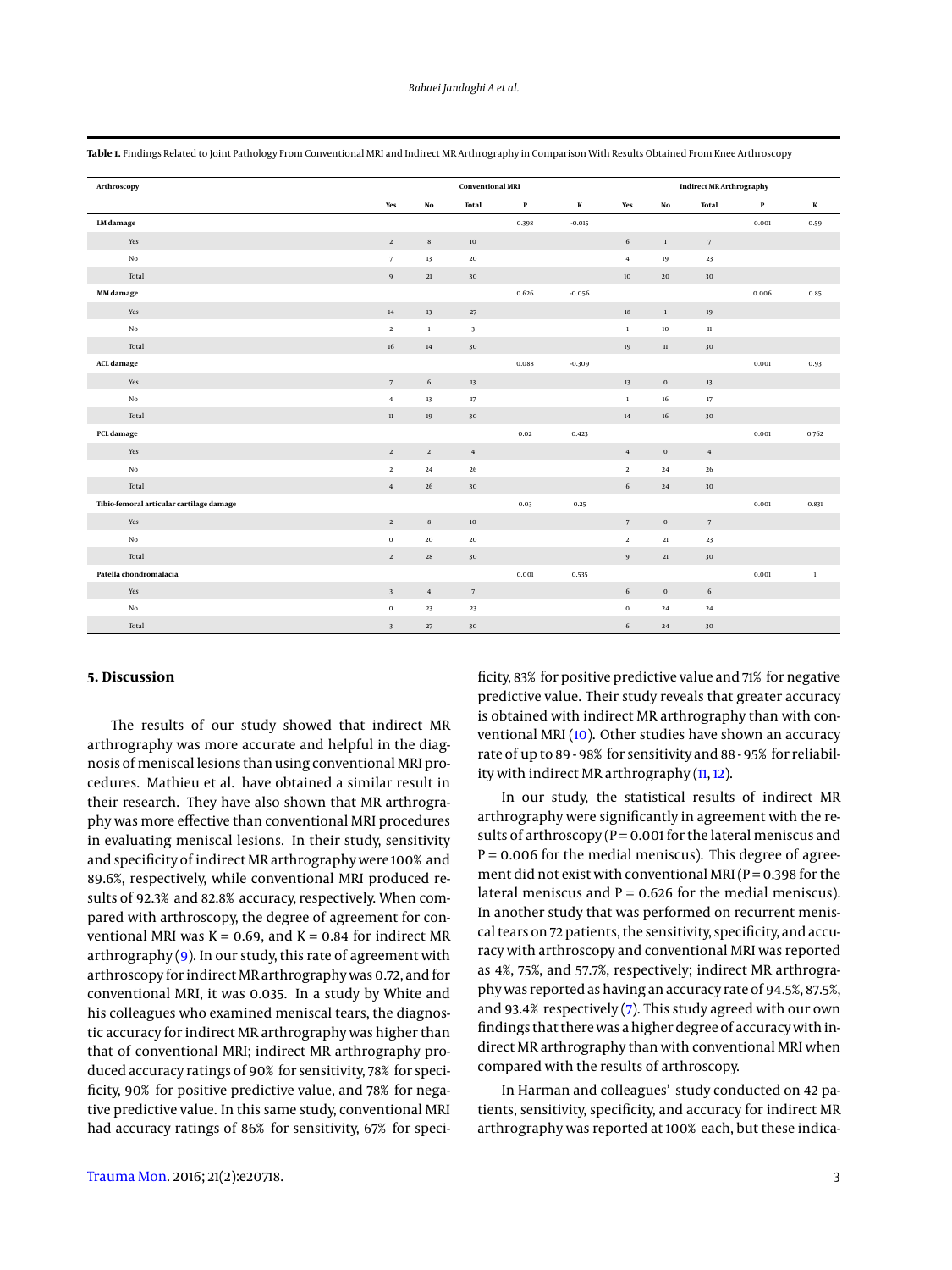**Table 1.** Findings Related to Joint Pathology From Conventional MRI and Indirect MR Arthrography in Comparison With Results Obtained From Knee Arthroscopy

| Arthroscopy | Conventional MRI | | | | | Indirect MR Arthrography | | | | |
|---|---|---|---|---|---|---|---|---|---|---|
| | Yes | No | Total | P | K | Yes | No | Total | P | K |
| **LM damage** | | | | 0.398 | -0.015 | | | | 0.001 | 0.59 |
| Yes | 2 | 8 | 10 | | | 6 | 1 | 7 | | |
| No | 7 | 13 | 20 | | | 4 | 19 | 23 | | |
| Total | 9 | 21 | 30 | | | 10 | 20 | 30 | | |
| **MM damage** | | | | 0.626 | -0.056 | | | | 0.006 | 0.85 |
| Yes | 14 | 13 | 27 | | | 18 | 1 | 19 | | |
| No | 2 | 1 | 3 | | | 1 | 10 | 11 | | |
| Total | 16 | 14 | 30 | | | 19 | 11 | 30 | | |
| **ACL damage** | | | | 0.088 | -0.309 | | | | 0.001 | 0.93 |
| Yes | 7 | 6 | 13 | | | 13 | 0 | 13 | | |
| No | 4 | 13 | 17 | | | 1 | 16 | 17 | | |
| Total | 11 | 19 | 30 | | | 14 | 16 | 30 | | |
| **PCL damage** | | | | 0.02 | 0.423 | | | | 0.001 | 0.762 |
| Yes | 2 | 2 | 4 | | | 4 | 0 | 4 | | |
| No | 2 | 24 | 26 | | | 2 | 24 | 26 | | |
| Total | 4 | 26 | 30 | | | 6 | 24 | 30 | | |
| **Tibio-femoral articular cartilage damage** | | | | 0.03 | 0.25 | | | | 0.001 | 0.831 |
| Yes | 2 | 8 | 10 | | | 7 | 0 | 7 | | |
| No | 0 | 20 | 20 | | | 2 | 21 | 23 | | |
| Total | 2 | 28 | 30 | | | 9 | 21 | 30 | | |
| **Patella chondromalacia** | | | | 0.001 | 0.535 | | | | 0.001 | 1 |
| Yes | 3 | 4 | 7 | | | 6 | 0 | 6 | | |
| No | 0 | 23 | 23 | | | 0 | 24 | 24 | | |
| Total | 3 | 27 | 30 | | | 6 | 24 | 30 | | |

## 5. Discussion

The results of our study showed that indirect MR arthrography was more accurate and helpful in the diagnosis of meniscal lesions than using conventional MRI procedures. Mathieu et al. have obtained a similar result in their research. They have also shown that MR arthrography was more effective than conventional MRI procedures in evaluating meniscal lesions. In their study, sensitivity and specificity of indirect MR arthrography were 100% and 89.6%, respectively, while conventional MRI produced results of 92.3% and 82.8% accuracy, respectively. When compared with arthroscopy, the degree of agreement for conventional MRI was K = 0.69, and K = 0.84 for indirect MR arthrography (9). In our study, this rate of agreement with arthroscopy for indirect MR arthrography was 0.72, and for conventional MRI, it was 0.035. In a study by White and his colleagues who examined meniscal tears, the diagnostic accuracy for indirect MR arthrography was higher than that of conventional MRI; indirect MR arthrography produced accuracy ratings of 90% for sensitivity, 78% for specificity, 90% for positive predictive value, and 78% for negative predictive value. In this same study, conventional MRI had accuracy ratings of 86% for sensitivity, 67% for specificity, 83% for positive predictive value and 71% for negative predictive value. Their study reveals that greater accuracy is obtained with indirect MR arthrography than with conventional MRI (10). Other studies have shown an accuracy rate of up to 89 - 98% for sensitivity and 88 - 95% for reliability with indirect MR arthrography (11, 12).

In our study, the statistical results of indirect MR arthrography were significantly in agreement with the results of arthroscopy (P = 0.001 for the lateral meniscus and P = 0.006 for the medial meniscus). This degree of agreement did not exist with conventional MRI (P = 0.398 for the lateral meniscus and P = 0.626 for the medial meniscus). In another study that was performed on recurrent meniscal tears on 72 patients, the sensitivity, specificity, and accuracy with arthroscopy and conventional MRI was reported as 4%, 75%, and 57.7%, respectively; indirect MR arthrography was reported as having an accuracy rate of 94.5%, 87.5%, and 93.4% respectively (7). This study agreed with our own findings that there was a higher degree of accuracy with indirect MR arthrography than with conventional MRI when compared with the results of arthroscopy.

In Harman and colleagues' study conducted on 42 patients, sensitivity, specificity, and accuracy for indirect MR arthrography was reported at 100% each, but these indica-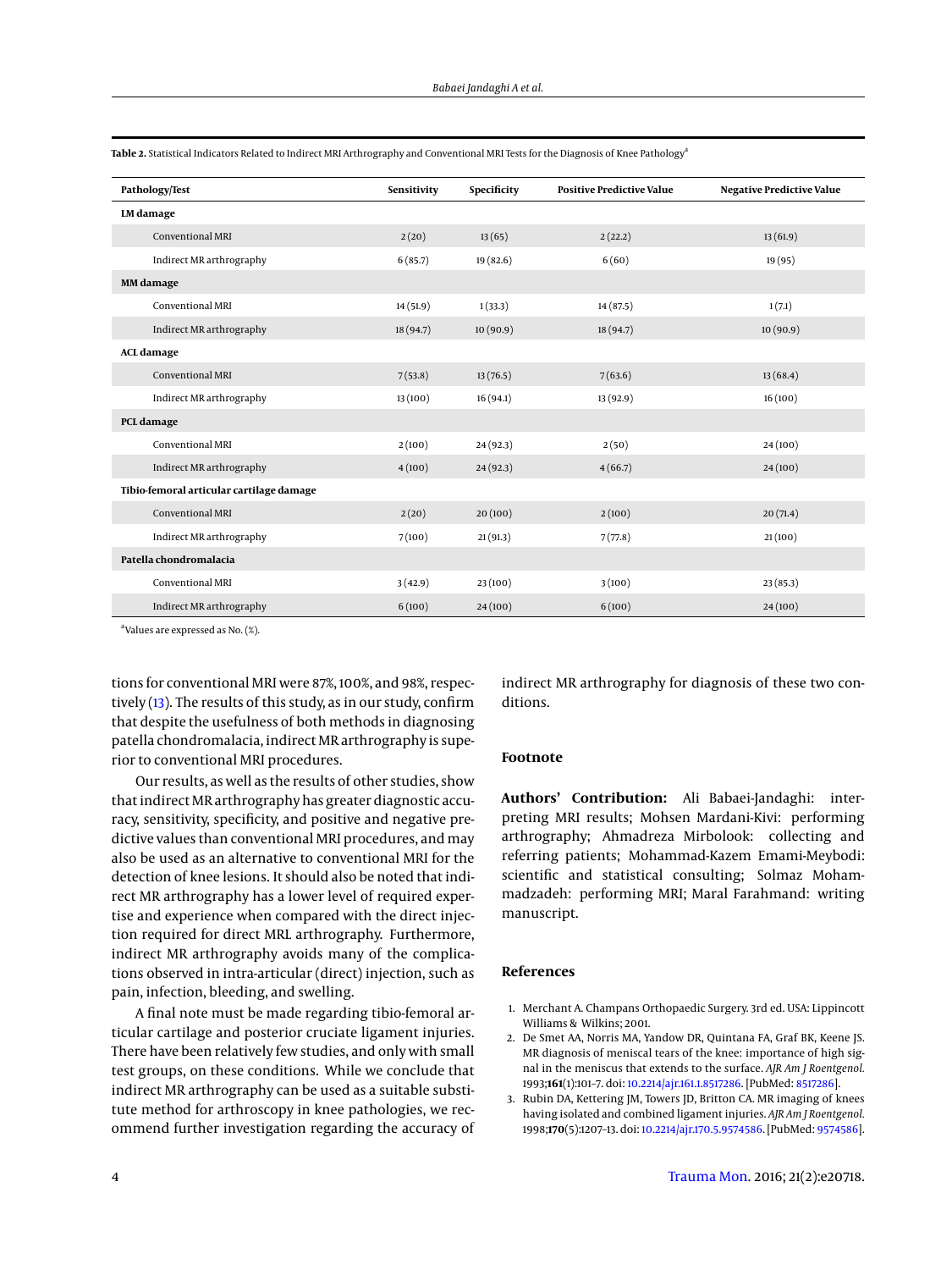**Table 2.** Statistical Indicators Related to Indirect MRI Arthrography and Conventional MRI Tests for the Diagnosis of Knee Pathology[a]

| Pathology/Test | Sensitivity | Specificity | Positive Predictive Value | Negative Predictive Value |
|---|---|---|---|---|
| **LM damage** | | | | |
| Conventional MRI | 2 (20) | 13 (65) | 2 (22.2) | 13 (61.9) |
| Indirect MR arthrography | 6 (85.7) | 19 (82.6) | 6 (60) | 19 (95) |
| **MM damage** | | | | |
| Conventional MRI | 14 (51.9) | 1 (33.3) | 14 (87.5) | 1 (7.1) |
| Indirect MR arthrography | 18 (94.7) | 10 (90.9) | 18 (94.7) | 10 (90.9) |
| **ACL damage** | | | | |
| Conventional MRI | 7 (53.8) | 13 (76.5) | 7 (63.6) | 13 (68.4) |
| Indirect MR arthrography | 13 (100) | 16 (94.1) | 13 (92.9) | 16 (100) |
| **PCL damage** | | | | |
| Conventional MRI | 2 (100) | 24 (92.3) | 2 (50) | 24 (100) |
| Indirect MR arthrography | 4 (100) | 24 (92.3) | 4 (66.7) | 24 (100) |
| **Tibio-femoral articular cartilage damage** | | | | |
| Conventional MRI | 2 (20) | 20 (100) | 2 (100) | 20 (71.4) |
| Indirect MR arthrography | 7 (100) | 21 (91.3) | 7 (77.8) | 21 (100) |
| **Patella chondromalacia** | | | | |
| Conventional MRI | 3 (42.9) | 23 (100) | 3 (100) | 23 (85.3) |
| Indirect MR arthrography | 6 (100) | 24 (100) | 6 (100) | 24 (100) |

[a]Values are expressed as No. (%).

tions for conventional MRI were 87%, 100%, and 98%, respectively (13). The results of this study, as in our study, confirm that despite the usefulness of both methods in diagnosing patella chondromalacia, indirect MR arthrography is superior to conventional MRI procedures.

Our results, as well as the results of other studies, show that indirect MR arthrography has greater diagnostic accuracy, sensitivity, specificity, and positive and negative predictive values than conventional MRI procedures, and may also be used as an alternative to conventional MRI for the detection of knee lesions. It should also be noted that indirect MR arthrography has a lower level of required expertise and experience when compared with the direct injection required for direct MRL arthrography. Furthermore, indirect MR arthrography avoids many of the complications observed in intra-articular (direct) injection, such as pain, infection, bleeding, and swelling.

A final note must be made regarding tibio-femoral articular cartilage and posterior cruciate ligament injuries. There have been relatively few studies, and only with small test groups, on these conditions. While we conclude that indirect MR arthrography can be used as a suitable substitute method for arthroscopy in knee pathologies, we recommend further investigation regarding the accuracy of indirect MR arthrography for diagnosis of these two conditions.

## Footnote

**Authors' Contribution:** Ali Babaei-Jandaghi: interpreting MRI results; Mohsen Mardani-Kivi: performing arthrography; Ahmadreza Mirbolook: collecting and referring patients; Mohammad-Kazem Emami-Meybodi: scientific and statistical consulting; Solmaz Mohammadzadeh: performing MRI; Maral Farahmand: writing manuscript.

## References

1. Merchant A. Champans Orthopaedic Surgery. 3rd ed. USA: Lippincott Williams & Wilkins; 2001.
2. De Smet AA, Norris MA, Yandow DR, Quintana FA, Graf BK, Keene JS. MR diagnosis of meniscal tears of the knee: importance of high signal in the meniscus that extends to the surface. *AJR Am J Roentgenol.* 1993;**161**(1):101–7. doi: 10.2214/ajr.161.1.8517286. [PubMed: 8517286].
3. Rubin DA, Kettering JM, Towers JD, Britton CA. MR imaging of knees having isolated and combined ligament injuries. *AJR Am J Roentgenol.* 1998;**170**(5):1207–13. doi: 10.2214/ajr.170.5.9574586. [PubMed: 9574586].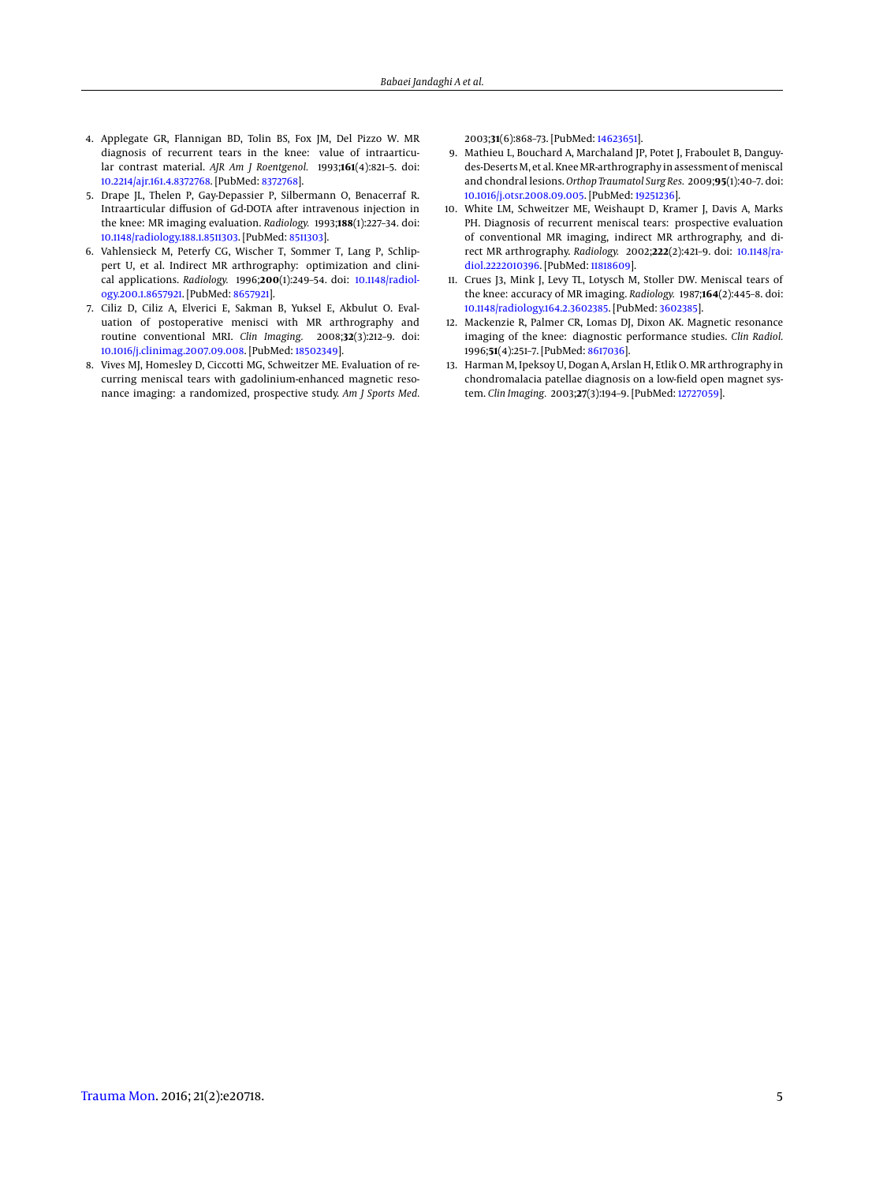4. Applegate GR, Flannigan BD, Tolin BS, Fox JM, Del Pizzo W. MR diagnosis of recurrent tears in the knee: value of intraarticular contrast material. *AJR Am J Roentgenol.* 1993;**161**(4):821–5. doi: 10.2214/ajr.161.4.8372768. [PubMed: 8372768].
5. Drape JL, Thelen P, Gay-Depassier P, Silbermann O, Benacerraf R. Intraarticular diffusion of Gd-DOTA after intravenous injection in the knee: MR imaging evaluation. *Radiology.* 1993;**188**(1):227–34. doi: 10.1148/radiology.188.1.8511303. [PubMed: 8511303].
6. Vahlensieck M, Peterfy CG, Wischer T, Sommer T, Lang P, Schlippert U, et al. Indirect MR arthrography: optimization and clinical applications. *Radiology.* 1996;**200**(1):249–54. doi: 10.1148/radiology.200.1.8657921. [PubMed: 8657921].
7. Ciliz D, Ciliz A, Elverici E, Sakman B, Yuksel E, Akbulut O. Evaluation of postoperative menisci with MR arthrography and routine conventional MRI. *Clin Imaging.* 2008;**32**(3):212–9. doi: 10.1016/j.clinimag.2007.09.008. [PubMed: 18502349].
8. Vives MJ, Homesley D, Ciccotti MG, Schweitzer ME. Evaluation of recurring meniscal tears with gadolinium-enhanced magnetic resonance imaging: a randomized, prospective study. *Am J Sports Med.* 2003;**31**(6):868–73. [PubMed: 14623651].
9. Mathieu L, Bouchard A, Marchaland JP, Potet J, Fraboulet B, Danguy-des-Deserts M, et al. Knee MR-arthrography in assessment of meniscal and chondral lesions. *Orthop Traumatol Surg Res.* 2009;**95**(1):40–7. doi: 10.1016/j.otsr.2008.09.005. [PubMed: 19251236].
10. White LM, Schweitzer ME, Weishaupt D, Kramer J, Davis A, Marks PH. Diagnosis of recurrent meniscal tears: prospective evaluation of conventional MR imaging, indirect MR arthrography, and direct MR arthrography. *Radiology.* 2002;**222**(2):421–9. doi: 10.1148/radiol.2222010396. [PubMed: 11818609].
11. Crues JJ, Mink J, Levy TL, Lotysch M, Stoller DW. Meniscal tears of the knee: accuracy of MR imaging. *Radiology.* 1987;**164**(2):445–8. doi: 10.1148/radiology.164.2.3602385. [PubMed: 3602385].
12. Mackenzie R, Palmer CR, Lomas DJ, Dixon AK. Magnetic resonance imaging of the knee: diagnostic performance studies. *Clin Radiol.* 1996;**51**(4):251–7. [PubMed: 8617036].
13. Harman M, Ipeksoy U, Dogan A, Arslan H, Etlik O. MR arthrography in chondromalacia patellae diagnosis on a low-field open magnet system. *Clin Imaging.* 2003;**27**(3):194–9. [PubMed: 12727059].